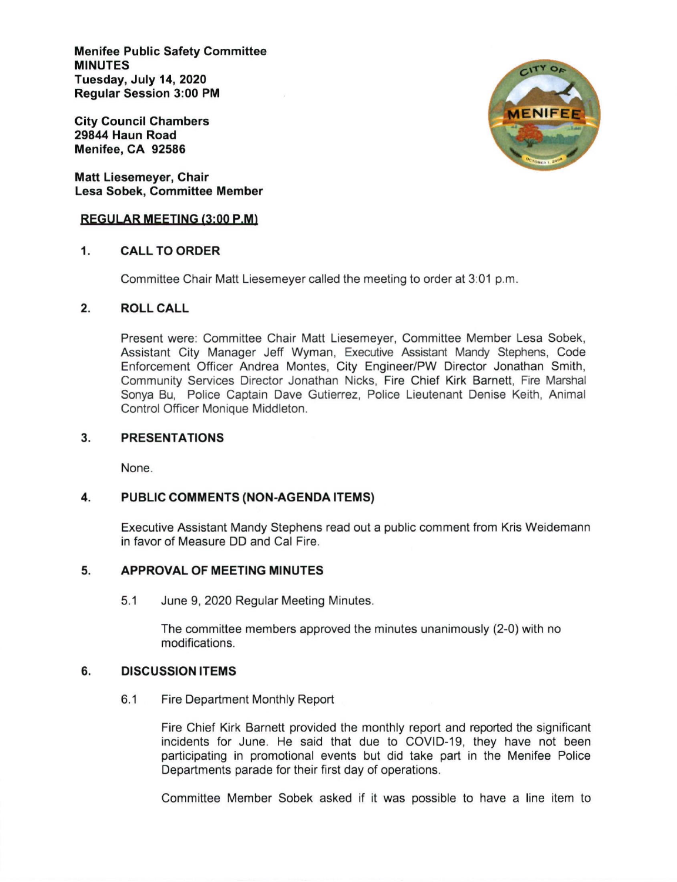**Menifee Public Safety Committee**
**MINUTES**
**Tuesday, July 14, 2020**
**Regular Session 3:00 PM**

**City Council Chambers**
**29844 Haun Road**
**Menifee, CA 92586**

**Matt Liesemeyer, Chair**
**Lesa Sobek, Committee Member**

**REGULAR MEETING (3:00 P.M)**

## 1. CALL TO ORDER

Committee Chair Matt Liesemeyer called the meeting to order at 3:01 p.m.

## 2. ROLL CALL

Present were: Committee Chair Matt Liesemeyer, Committee Member Lesa Sobek, Assistant City Manager Jeff Wyman, Executive Assistant Mandy Stephens, Code Enforcement Officer Andrea Montes, City Engineer/PW Director Jonathan Smith, Community Services Director Jonathan Nicks, Fire Chief Kirk Barnett, Fire Marshal Sonya Bu, Police Captain Dave Gutierrez, Police Lieutenant Denise Keith, Animal Control Officer Monique Middleton.

## 3. PRESENTATIONS

None.

## 4. PUBLIC COMMENTS (NON-AGENDA ITEMS)

Executive Assistant Mandy Stephens read out a public comment from Kris Weidemann in favor of Measure DD and Cal Fire.

## 5. APPROVAL OF MEETING MINUTES

5.1 June 9, 2020 Regular Meeting Minutes.

The committee members approved the minutes unanimously (2-0) with no modifications.

## 6. DISCUSSION ITEMS

6.1 Fire Department Monthly Report

Fire Chief Kirk Barnett provided the monthly report and reported the significant incidents for June. He said that due to COVID-19, they have not been participating in promotional events but did take part in the Menifee Police Departments parade for their first day of operations.

Committee Member Sobek asked if it was possible to have a line item to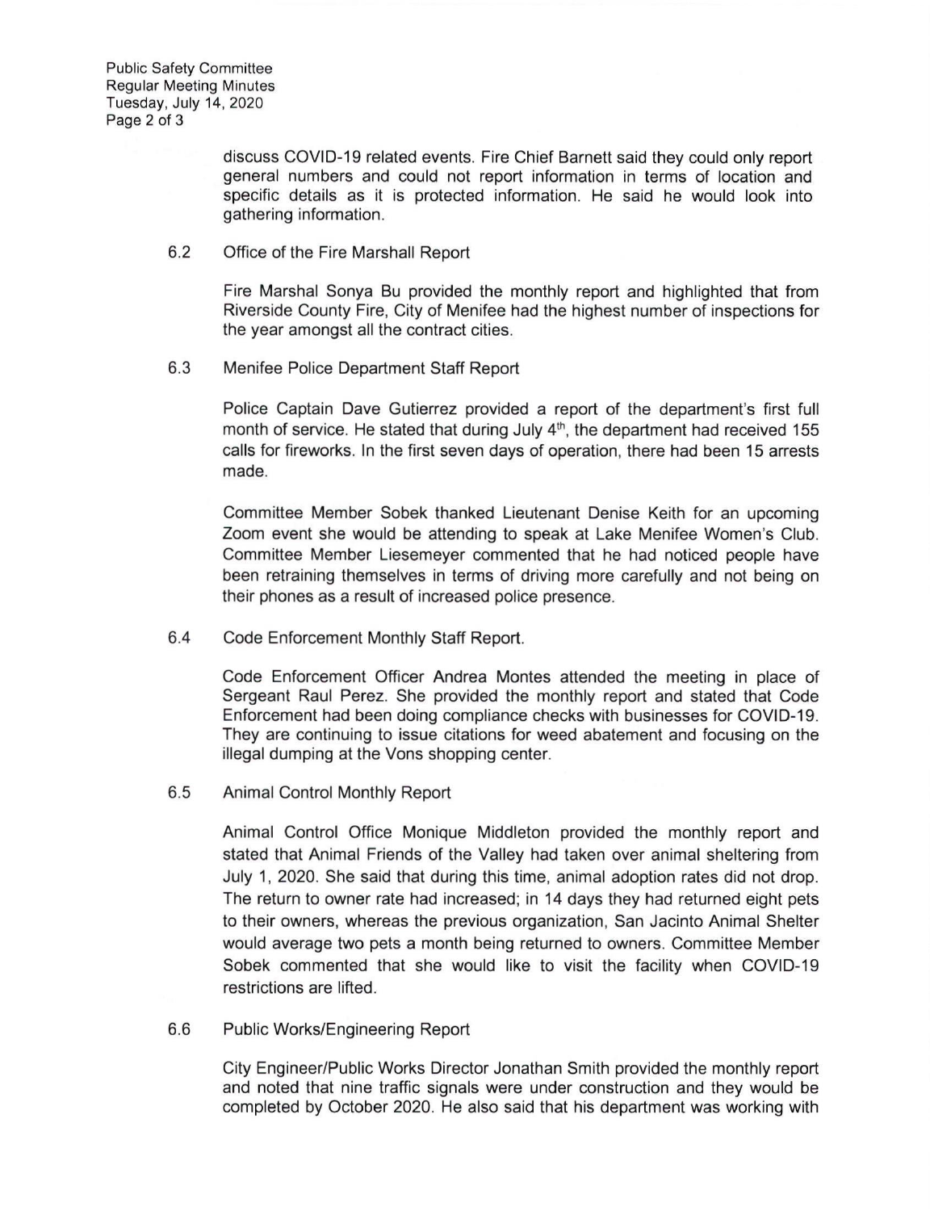discuss COVID-19 related events. Fire Chief Barnett said they could only report general numbers and could not report information in terms of location and specific details as it is protected information. He said he would look into gathering information.

6.2 Office of the Fire Marshall Report

Fire Marshal Sonya Bu provided the monthly report and highlighted that from Riverside County Fire, City of Menifee had the highest number of inspections for the year amongst all the contract cities.

6.3 Menifee Police Department Staff Report

Police Captain Dave Gutierrez provided a report of the department's first full month of service. He stated that during July 4th, the department had received 155 calls for fireworks. In the first seven days of operation, there had been 15 arrests made.

Committee Member Sobek thanked Lieutenant Denise Keith for an upcoming Zoom event she would be attending to speak at Lake Menifee Women's Club. Committee Member Liesemeyer commented that he had noticed people have been retraining themselves in terms of driving more carefully and not being on their phones as a result of increased police presence.

6.4 Code Enforcement Monthly Staff Report.

Code Enforcement Officer Andrea Montes attended the meeting in place of Sergeant Raul Perez. She provided the monthly report and stated that Code Enforcement had been doing compliance checks with businesses for COVID-19. They are continuing to issue citations for weed abatement and focusing on the illegal dumping at the Vons shopping center.

6.5 Animal Control Monthly Report

Animal Control Office Monique Middleton provided the monthly report and stated that Animal Friends of the Valley had taken over animal sheltering from July 1, 2020. She said that during this time, animal adoption rates did not drop. The return to owner rate had increased; in 14 days they had returned eight pets to their owners, whereas the previous organization, San Jacinto Animal Shelter would average two pets a month being returned to owners. Committee Member Sobek commented that she would like to visit the facility when COVID-19 restrictions are lifted.

6.6 Public Works/Engineering Report

City Engineer/Public Works Director Jonathan Smith provided the monthly report and noted that nine traffic signals were under construction and they would be completed by October 2020. He also said that his department was working with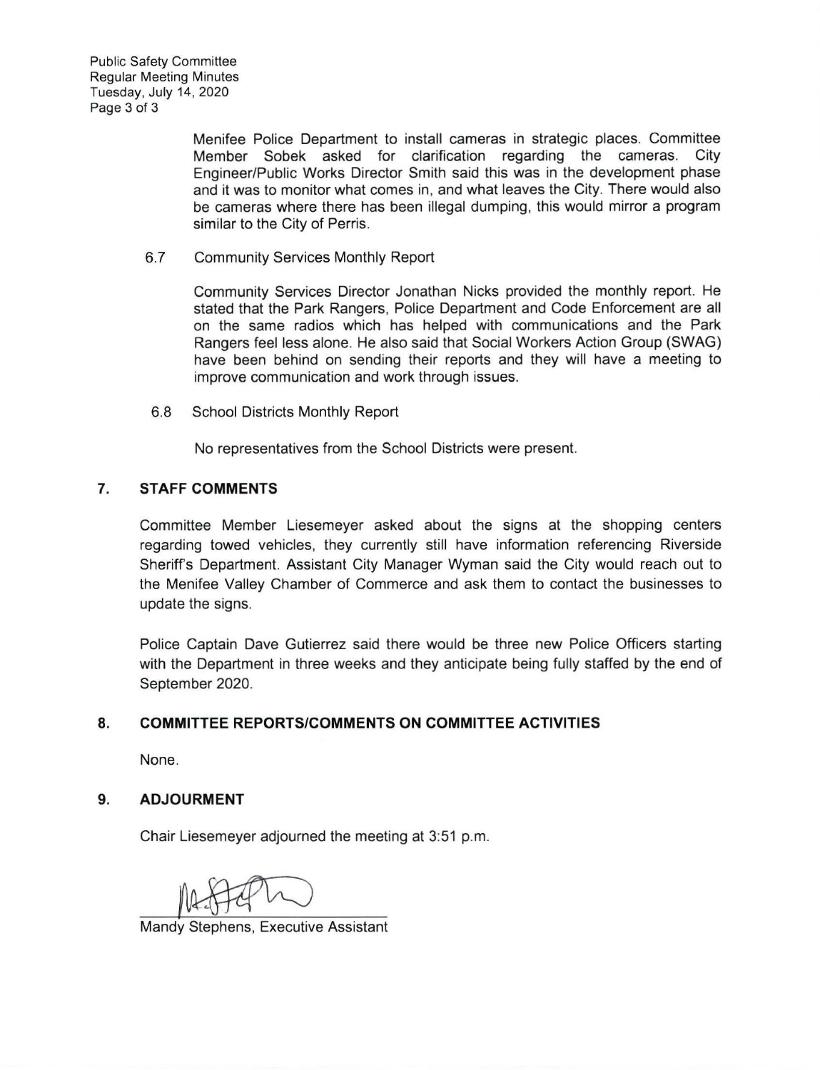Menifee Police Department to install cameras in strategic places. Committee Member Sobek asked for clarification regarding the cameras. City Engineer/Public Works Director Smith said this was in the development phase and it was to monitor what comes in, and what leaves the City. There would also be cameras where there has been illegal dumping, this would mirror a program similar to the City of Perris.

6.7 Community Services Monthly Report

Community Services Director Jonathan Nicks provided the monthly report. He stated that the Park Rangers, Police Department and Code Enforcement are all on the same radios which has helped with communications and the Park Rangers feel less alone. He also said that Social Workers Action Group (SWAG) have been behind on sending their reports and they will have a meeting to improve communication and work through issues.

6.8 School Districts Monthly Report

No representatives from the School Districts were present.

## 7. STAFF COMMENTS

Committee Member Liesemeyer asked about the signs at the shopping centers regarding towed vehicles, they currently still have information referencing Riverside Sheriff's Department. Assistant City Manager Wyman said the City would reach out to the Menifee Valley Chamber of Commerce and ask them to contact the businesses to update the signs.

Police Captain Dave Gutierrez said there would be three new Police Officers starting with the Department in three weeks and they anticipate being fully staffed by the end of September 2020.

## 8. COMMITTEE REPORTS/COMMENTS ON COMMITTEE ACTIVITIES

None.

## 9. ADJOURMENT

Chair Liesemeyer adjourned the meeting at 3:51 p.m.

Mandy Stephens, Executive Assistant